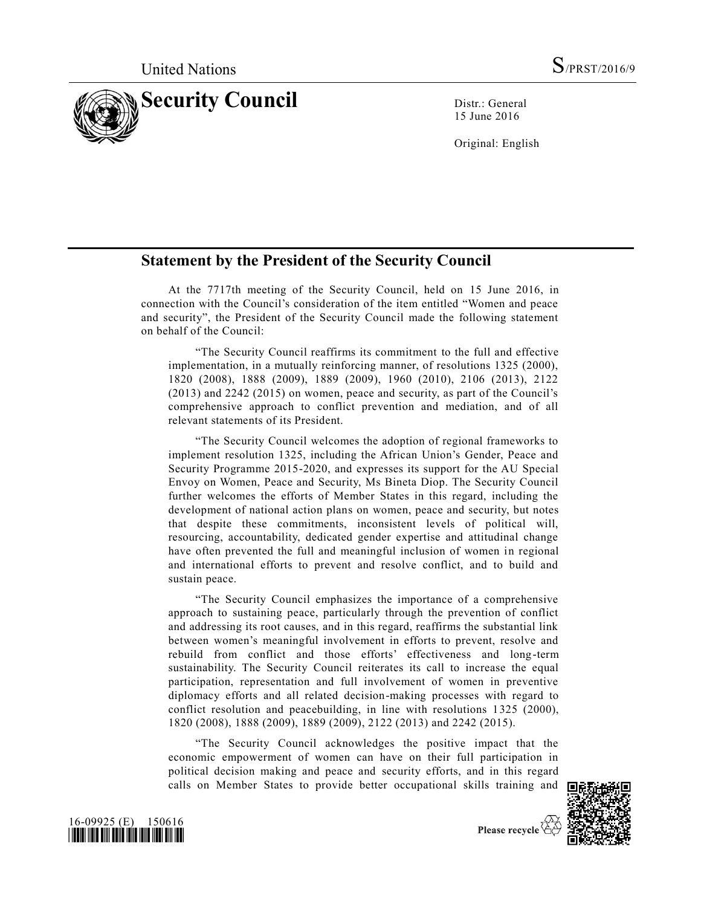United Nations S/PRST/2016/9

# Security Council

Distr.: General
15 June 2016

Original: English

## Statement by the President of the Security Council

At the 7717th meeting of the Security Council, held on 15 June 2016, in connection with the Council's consideration of the item entitled "Women and peace and security", the President of the Security Council made the following statement on behalf of the Council:

"The Security Council reaffirms its commitment to the full and effective implementation, in a mutually reinforcing manner, of resolutions 1325 (2000), 1820 (2008), 1888 (2009), 1889 (2009), 1960 (2010), 2106 (2013), 2122 (2013) and 2242 (2015) on women, peace and security, as part of the Council's comprehensive approach to conflict prevention and mediation, and of all relevant statements of its President.

"The Security Council welcomes the adoption of regional frameworks to implement resolution 1325, including the African Union's Gender, Peace and Security Programme 2015-2020, and expresses its support for the AU Special Envoy on Women, Peace and Security, Ms Bineta Diop. The Security Council further welcomes the efforts of Member States in this regard, including the development of national action plans on women, peace and security, but notes that despite these commitments, inconsistent levels of political will, resourcing, accountability, dedicated gender expertise and attitudinal change have often prevented the full and meaningful inclusion of women in regional and international efforts to prevent and resolve conflict, and to build and sustain peace.

"The Security Council emphasizes the importance of a comprehensive approach to sustaining peace, particularly through the prevention of conflict and addressing its root causes, and in this regard, reaffirms the substantial link between women's meaningful involvement in efforts to prevent, resolve and rebuild from conflict and those efforts' effectiveness and long-term sustainability. The Security Council reiterates its call to increase the equal participation, representation and full involvement of women in preventive diplomacy efforts and all related decision-making processes with regard to conflict resolution and peacebuilding, in line with resolutions 1325 (2000), 1820 (2008), 1888 (2009), 1889 (2009), 2122 (2013) and 2242 (2015).

"The Security Council acknowledges the positive impact that the economic empowerment of women can have on their full participation in political decision making and peace and security efforts, and in this regard calls on Member States to provide better occupational skills training and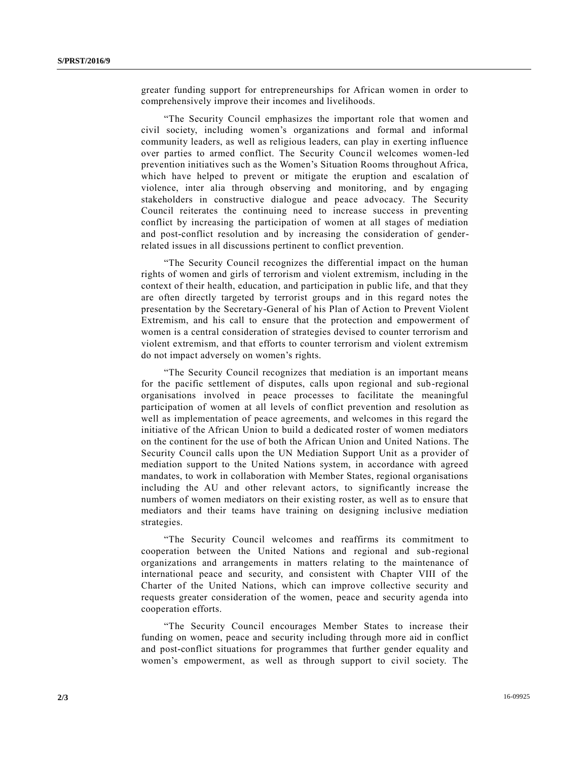greater funding support for entrepreneurships for African women in order to comprehensively improve their incomes and livelihoods.

"The Security Council emphasizes the important role that women and civil society, including women's organizations and formal and informal community leaders, as well as religious leaders, can play in exerting influence over parties to armed conflict. The Security Council welcomes women-led prevention initiatives such as the Women's Situation Rooms throughout Africa, which have helped to prevent or mitigate the eruption and escalation of violence, inter alia through observing and monitoring, and by engaging stakeholders in constructive dialogue and peace advocacy. The Security Council reiterates the continuing need to increase success in preventing conflict by increasing the participation of women at all stages of mediation and post-conflict resolution and by increasing the consideration of gender-related issues in all discussions pertinent to conflict prevention.

"The Security Council recognizes the differential impact on the human rights of women and girls of terrorism and violent extremism, including in the context of their health, education, and participation in public life, and that they are often directly targeted by terrorist groups and in this regard notes the presentation by the Secretary-General of his Plan of Action to Prevent Violent Extremism, and his call to ensure that the protection and empowerment of women is a central consideration of strategies devised to counter terrorism and violent extremism, and that efforts to counter terrorism and violent extremism do not impact adversely on women's rights.

"The Security Council recognizes that mediation is an important means for the pacific settlement of disputes, calls upon regional and sub-regional organisations involved in peace processes to facilitate the meaningful participation of women at all levels of conflict prevention and resolution as well as implementation of peace agreements, and welcomes in this regard the initiative of the African Union to build a dedicated roster of women mediators on the continent for the use of both the African Union and United Nations. The Security Council calls upon the UN Mediation Support Unit as a provider of mediation support to the United Nations system, in accordance with agreed mandates, to work in collaboration with Member States, regional organisations including the AU and other relevant actors, to significantly increase the numbers of women mediators on their existing roster, as well as to ensure that mediators and their teams have training on designing inclusive mediation strategies.

"The Security Council welcomes and reaffirms its commitment to cooperation between the United Nations and regional and sub-regional organizations and arrangements in matters relating to the maintenance of international peace and security, and consistent with Chapter VIII of the Charter of the United Nations, which can improve collective security and requests greater consideration of the women, peace and security agenda into cooperation efforts.

"The Security Council encourages Member States to increase their funding on women, peace and security including through more aid in conflict and post-conflict situations for programmes that further gender equality and women's empowerment, as well as through support to civil society. The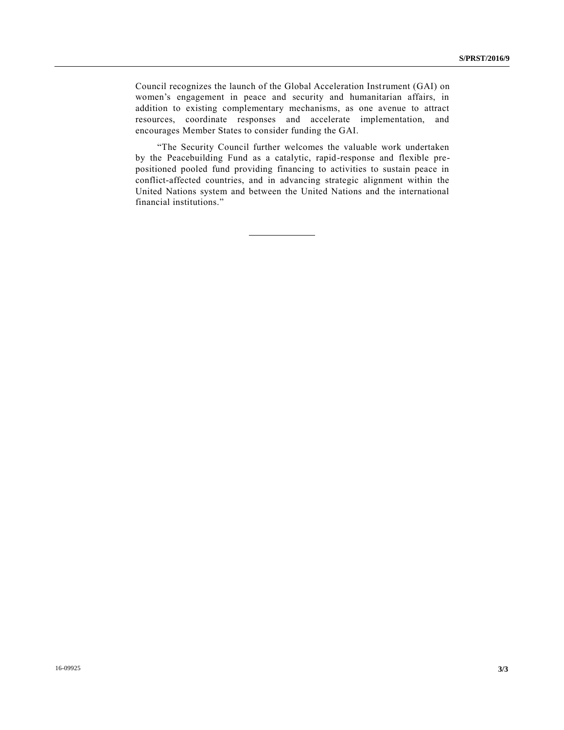Council recognizes the launch of the Global Acceleration Instrument (GAI) on women's engagement in peace and security and humanitarian affairs, in addition to existing complementary mechanisms, as one avenue to attract resources, coordinate responses and accelerate implementation, and encourages Member States to consider funding the GAI.

"The Security Council further welcomes the valuable work undertaken by the Peacebuilding Fund as a catalytic, rapid-response and flexible pre-positioned pooled fund providing financing to activities to sustain peace in conflict-affected countries, and in advancing strategic alignment within the United Nations system and between the United Nations and the international financial institutions."